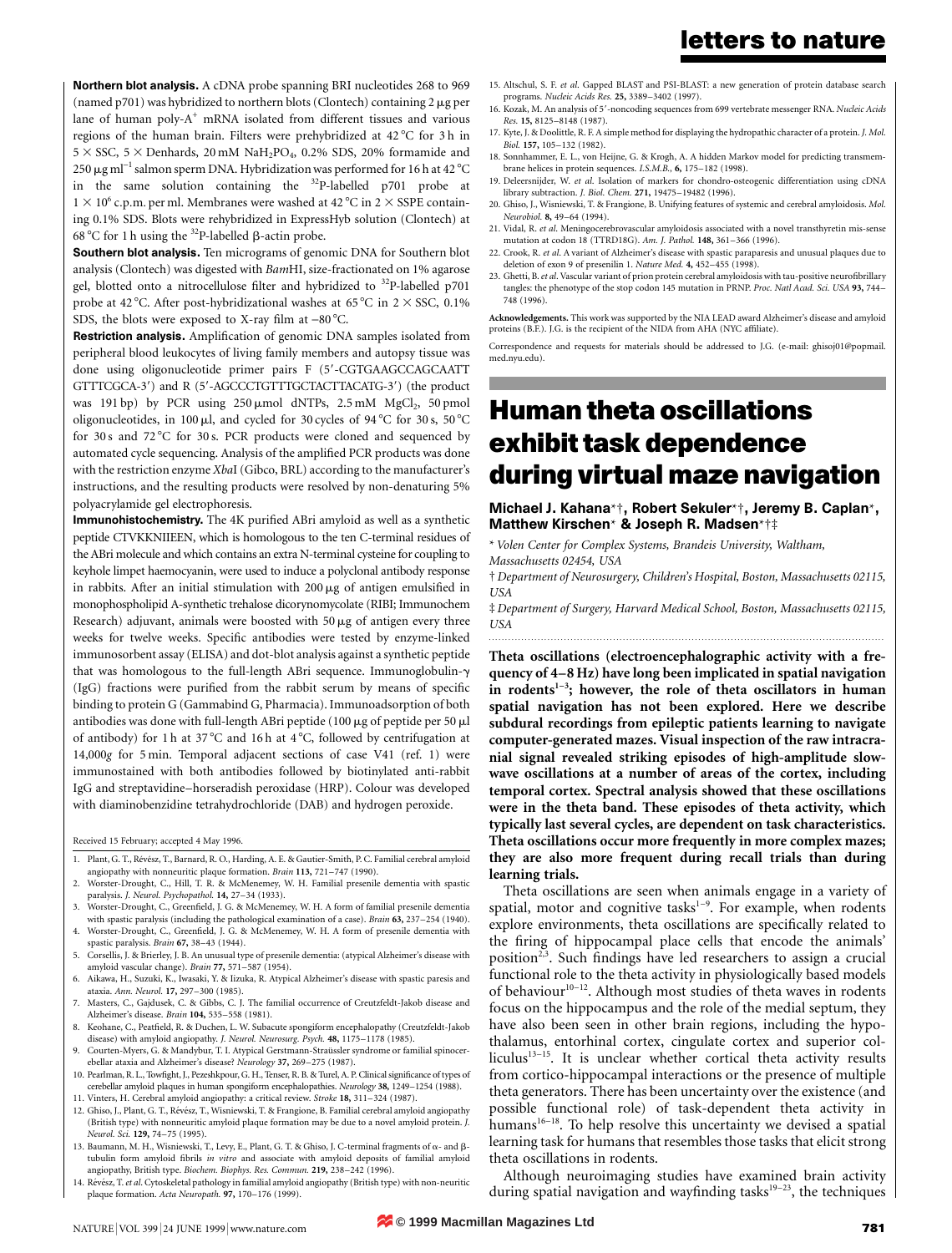**Northern blot analysis.** A cDNA probe spanning BRI nucleotides 268 to 969 (named p701) was hybridized to northern blots (Clontech) containing 2 μg per lane of human poly-A+ mRNA isolated from different tissues and various regions of the human brain. Filters were prehybridized at 42 °C for 3 h in 5 × SSC, 5 × Denharts, 20 mM $NaH_2PO_4$, 0.2% SDS, 20% formamide and 250 μg ml$^{-1}$ salmon sperm DNA. Hybridization was performed for 16 h at 42 °C in the same solution containing the $^{32}$P-labelled p701 probe at $1 \times 10^6$ c.p.m. per ml. Membranes were washed at 42 °C in 2 × SSPE containing 0.1% SDS. Blots were rehybridized in ExpressHyb solution (Clontech) at 68 °C for 1 h using the $^{32}$P-labelled β-actin probe.

**Southern blot analysis.** Ten micrograms of genomic DNA for Southern blot analysis (Clontech) was digested with *Bam*HI, size-fractionated on 1% agarose gel, blotted onto a nitrocellulose filter and hybridized to $^{32}$P-labelled p701 probe at 42 °C. After post-hybridizational washes at 65 °C in 2 × SSC, 0.1% SDS, the blots were exposed to X-ray film at −80 °C.

**Restriction analysis.** Amplification of genomic DNA samples isolated from peripheral blood leukocytes of living family members and autopsy tissue was done using oligonucleotide primer pairs F (5′-CGTGAAGCCAGCAATT GTTTCGCA-3′) and R (5′-AGCCCTGTTTGCTACTTACATG-3′) (the product was 191 bp) by PCR using 250 μmol dNTPs, 2.5 mM $MgCl_2$, 50 pmol oligonucleotides, in 100 μl, and cycled for 30 cycles of 94 °C for 30 s, 50 °C for 30 s and 72 °C for 30 s. PCR products were cloned and sequenced by automated cycle sequencing. Analysis of the amplified PCR products was done with the restriction enzyme *Xba*I (Gibco, BRL) according to the manufacturer's instructions, and the resulting products were resolved by non-denaturing 5% polyacrylamide gel electrophoresis.

**Immunohistochemistry.** The 4K purified ABri amyloid as well as a synthetic peptide CTVKKNIIEEN, which is homologous to the ten C-terminal residues of the ABri molecule and which contains an extra N-terminal cysteine for coupling to keyhole limpet haemocyanin, were used to induce a polyclonal antibody response in rabbits. After an initial stimulation with 200 μg of antigen emulsified in monophospholipid A-synthetic trehalose dicorynomycolate (RIBI; Immunochem Research) adjuvant, animals were boosted with 50 μg of antigen every three weeks for twelve weeks. Specific antibodies were tested by enzyme-linked immunosorbent assay (ELISA) and dot-blot analysis against a synthetic peptide that was homologous to the full-length ABri sequence. Immunoglobulin-γ (IgG) fractions were purified from the rabbit serum by means of specific binding to protein G (Gammabind G, Pharmacia). Immunoadsorption of both antibodies was done with full-length ABri peptide (100 μg of peptide per 50 μl of antibody) for 1 h at 37 °C and 16 h at 4 °C, followed by centrifugation at 14,000*g* for 5 min. Temporal adjacent sections of case V41 (ref. 1) were immunostained with both antibodies followed by biotinylated anti-rabbit IgG and streptavidine–horseradish peroxidase (HRP). Colour was developed with diaminobenzidine tetrahydrochloride (DAB) and hydrogen peroxide.

Received 15 February; accepted 4 May 1996.

1. Plant, G. T., Révész, T., Barnard, R. O., Harding, A. E. & Gautier-Smith, P. C. Familial cerebral amyloid angiopathy with nonneuritic plaque formation. *Brain* **113,** 721–747 (1990).
2. Worster-Drought, C., Hill, T. R. & McMenemey, W. H. Familial presenile dementia with spastic paralysis. *J. Neurol. Psychopathol.* **14,** 27–34 (1933).
3. Worster-Drought, C., Greenfield, J. G. & McMenemey, W. H. A form of familial presenile dementia with spastic paralysis (including the pathological examination of a case). *Brain* **63,** 237–254 (1940).
4. Worster-Drought, C., Greenfield, J. G. & McMenemey, W. H. A form of presenile dementia with spastic paralysis. *Brain* **67,** 38–43 (1944).
5. Corsellis, J. & Brierley, J. B. An unusual type of presenile dementia: (atypical Alzheimer's disease with amyloid vascular change). *Brain* **77,** 571–587 (1954).
6. Aikawa, H., Suzuki, K., Iwasaki, Y. & Iizuka, R. Atypical Alzheimer's disease with spastic paresis and ataxia. *Ann. Neurol.* **17,** 297–300 (1985).
7. Masters, C., Gajdusek, C. & Gibbs, C. J. The familial occurrence of Creutzfeldt-Jakob disease and Alzheimer's disease. *Brain* **104,** 535–558 (1981).
8. Keohane, C., Peatfield, R. & Duchen, L. W. Subacute spongiform encephalopathy (Creutzfeldt-Jakob disease) with amyloid angiopathy. *J. Neurol. Neurosurg. Psych.* **48,** 1175–1178 (1985).
9. Courten-Myers, G. & Mandybur, T. I. Atypical Gerstmann-Straüssler syndrome or familial spinocerebellar ataxia and Alzheimer's disease? *Neurology* **37,** 269–275 (1987).
10. Pearlman, R. L., Towfight, J., Pezeshkpour, G. H., Tenser, R. B. & Turel, A. P. Clinical significance of types of cerebellar amyloid plaques in human spongiform encephalopathies. *Neurology* **38,** 1249–1254 (1988).
11. Vinters, H. Cerebral amyloid angiopathy: a critical review. *Stroke* **18,** 311–324 (1987).
12. Ghiso, J., Plant, G. T., Révész, T., Wisniewski, T. & Frangione, B. Familial cerebral amyloid angiopathy (British type) with nonneuritic amyloid plaque formation may be due to a novel amyloid protein. *J. Neurol. Sci.* **129,** 74–75 (1995).
13. Baumann, M. H., Wisniewski, T., Levy, E., Plant, G. T. & Ghiso, J. C-terminal fragments of α- and β-tubulin form amyloid fibrils *in vitro* and associate with amyloid deposits of familial amyloid angiopathy, British type. *Biochem. Biophys. Res. Commun.* **219,** 238–242 (1996).
14. Révész, T. *et al.* Cytoskeletal pathology in familial amyloid angiopathy (British type) with non-neuritic plaque formation. *Acta Neuropath.* **97,** 170–176 (1999).
15. Altschul, S. F. *et al.* Gapped BLAST and PSI-BLAST: a new generation of protein database search programs. *Nucleic Acids Res.* **25,** 3389–3402 (1997).
16. Kozak, M. An analysis of 5′-noncoding sequences from 699 vertebrate messenger RNA. *Nucleic Acids Res.* **15,** 8125–8148 (1987).
17. Kyte, J. & Doolittle, R. F. A simple method for displaying the hydropathic character of a protein. *J. Mol. Biol.* **157,** 105–132 (1982).
18. Sonnhammer, E. L., von Heijne, G. & Krogh, A. A hidden Markov model for predicting transmembrane helices in protein sequences. *I.S.M.B.,* **6,** 175–182 (1998).
19. Deleersnijder, W. *et al.* Isolation of markers for chondro-osteogenic differentiation using cDNA library subtraction. *J. Biol. Chem.* **271,** 19475–19482 (1996).
20. Ghiso, J., Wisniewski, T. & Frangione, B. Unifying features of systemic and cerebral amyloidosis. *Mol. Neurobiol.* **8,** 49–64 (1994).
21. Vidal, R. *et al.* Meningocerebrovascular amyloidosis associated with a novel transthyretin mis-sense mutation at codon 18 (TTRD18G). *Am. J. Pathol.* **148,** 361–366 (1996).
22. Crook, R. *et al.* A variant of Alzheimer's disease with spastic paraparesis and unusual plaques due to deletion of exon 9 of presenilin 1. *Nature Med.* **4,** 452–455 (1998).
23. Ghetti, B. *et al.* Vascular variant of prion protein cerebral amyloidosis with tau-positive neurofibrillary tangles: the phenotype of the stop codon 145 mutation in PRNP. *Proc. Natl Acad. Sci. USA* **93,** 744–748 (1996).

**Acknowledgements.** This work was supported by the NIA LEAD award Alzheimer's disease and amyloid proteins (B.F.). J.G. is the recipient of the NIDA from AHA (NYC affiliate).

Correspondence and requests for materials should be addressed to J.G. (e-mail: ghisoj01@popmail.med.nyu.edu).

# Human theta oscillations exhibit task dependence during virtual maze navigation

**Michael J. Kahana**[*,†], **Robert Sekuler**[*,†], **Jeremy B. Caplan**[*], **Matthew Kirschen**[*] **& Joseph R. Madsen**[*,†,‡]

[*] *Volen Center for Complex Systems, Brandeis University, Waltham, Massachusetts 02454, USA*

[†] *Department of Neurosurgery, Children's Hospital, Boston, Massachusetts 02115, USA*

[‡] *Department of Surgery, Harvard Medical School, Boston, Massachusetts 02115, USA*

**Theta oscillations (electroencephalographic activity with a frequency of 4–8 Hz) have long been implicated in spatial navigation in rodents[1–3]; however, the role of theta oscillators in human spatial navigation has not been explored. Here we describe subdural recordings from epileptic patients learning to navigate computer-generated mazes. Visual inspection of the raw intracranial signal revealed striking episodes of high-amplitude slow-wave oscillations at a number of areas of the cortex, including temporal cortex. Spectral analysis showed that these oscillations were in the theta band. These episodes of theta activity, which typically last several cycles, are dependent on task characteristics. Theta oscillations occur more frequently in more complex mazes; they are also more frequent during recall trials than during learning trials.**

Theta oscillations are seen when animals engage in a variety of spatial, motor and cognitive tasks[1–9]. For example, when rodents explore environments, theta oscillations are specifically related to the firing of hippocampal place cells that encode the animals' position[2,3]. Such findings have led researchers to assign a crucial functional role to the theta activity in physiologically based models of behaviour[10–12]. Although most studies of theta waves in rodents focus on the hippocampus and the role of the medial septum, they have also been seen in other brain regions, including the hypothalamus, entorhinal cortex, cingulate cortex and superior colliculus[13–15]. It is unclear whether cortical theta activity results from cortico-hippocampal interactions or the presence of multiple theta generators. There has been uncertainty over the existence (and possible functional role) of task-dependent theta activity in humans[16–18]. To help resolve this uncertainty we devised a spatial learning task for humans that resembles those tasks that elicit strong theta oscillations in rodents.

Although neuroimaging studies have examined brain activity during spatial navigation and wayfinding tasks[19–23], the techniques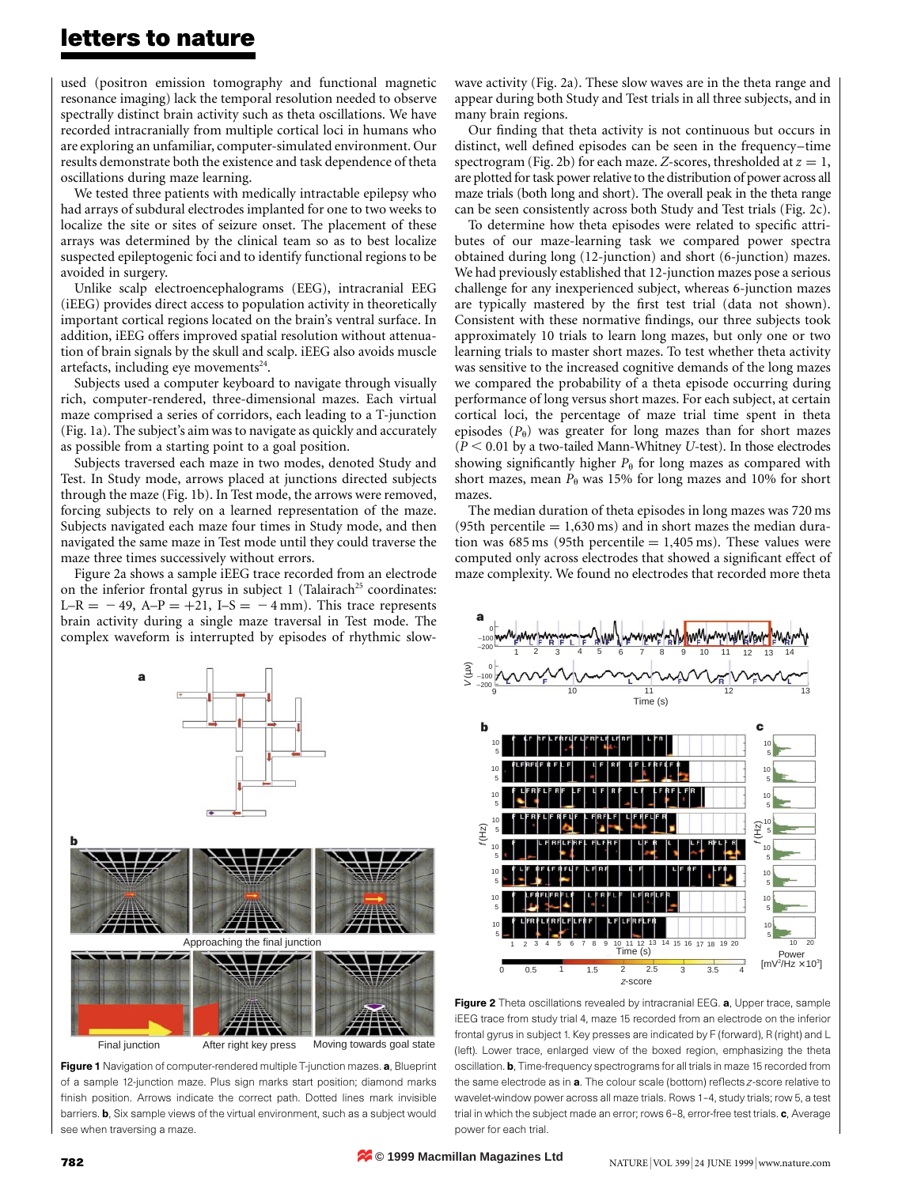used (positron emission tomography and functional magnetic resonance imaging) lack the temporal resolution needed to observe spectrally distinct brain activity such as theta oscillations. We have recorded intracranially from multiple cortical loci in humans who are exploring an unfamiliar, computer-simulated environment. Our results demonstrate both the existence and task dependence of theta oscillations during maze learning.

We tested three patients with medically intractable epilepsy who had arrays of subdural electrodes implanted for one to two weeks to localize the site or sites of seizure onset. The placement of these arrays was determined by the clinical team so as to best localize suspected epileptogenic foci and to identify functional regions to be avoided in surgery.

Unlike scalp electroencephalograms (EEG), intracranial EEG (iEEG) provides direct access to population activity in theoretically important cortical regions located on the brain's ventral surface. In addition, iEEG offers improved spatial resolution without attenuation of brain signals by the skull and scalp. iEEG also avoids muscle artefacts, including eye movements[24].

Subjects used a computer keyboard to navigate through visually rich, computer-rendered, three-dimensional mazes. Each virtual maze comprised a series of corridors, each leading to a T-junction (Fig. 1a). The subject's aim was to navigate as quickly and accurately as possible from a starting point to a goal position.

Subjects traversed each maze in two modes, denoted Study and Test. In Study mode, arrows placed at junctions directed subjects through the maze (Fig. 1b). In Test mode, the arrows were removed, forcing subjects to rely on a learned representation of the maze. Subjects navigated each maze four times in Study mode, and then navigated the same maze in Test mode until they could traverse the maze three times successively without errors.

Figure 2a shows a sample iEEG trace recorded from an electrode on the inferior frontal gyrus in subject 1 (Talairach[25] coordinates: L–R = −49, A–P = +21, I–S = −4 mm). This trace represents brain activity during a single maze traversal in Test mode. The complex waveform is interrupted by episodes of rhythmic slow-wave activity (Fig. 2a). These slow waves are in the theta range and appear during both Study and Test trials in all three subjects, and in many brain regions.

Our finding that theta activity is not continuous but occurs in distinct, well defined episodes can be seen in the frequency–time spectrogram (Fig. 2b) for each maze. *Z*-scores, thresholded at $z = 1$, are plotted for task power relative to the distribution of power across all maze trials (both long and short). The overall peak in the theta range can be seen consistently across both Study and Test trials (Fig. 2c).

To determine how theta episodes were related to specific attributes of our maze-learning task we compared power spectra obtained during long (12-junction) and short (6-junction) mazes. We had previously established that 12-junction mazes pose a serious challenge for any inexperienced subject, whereas 6-junction mazes are typically mastered by the first test trial (data not shown). Consistent with these normative findings, our three subjects took approximately 10 trials to learn long mazes, but only one or two learning trials to master short mazes. To test whether theta activity was sensitive to the increased cognitive demands of the long mazes we compared the probability of a theta episode occurring during performance of long versus short mazes. For each subject, at certain cortical loci, the percentage of maze trial time spent in theta episodes ($P_\theta$) was greater for long mazes than for short mazes ($P < 0.01$ by a two-tailed Mann-Whitney *U*-test). In those electrodes showing significantly higher $P_\theta$ for long mazes as compared with short mazes, mean $P_\theta$ was 15% for long mazes and 10% for short mazes.

The median duration of theta episodes in long mazes was 720 ms (95th percentile = 1,630 ms) and in short mazes the median duration was 685 ms (95th percentile = 1,405 ms). These values were computed only across electrodes that showed a significant effect of maze complexity. We found no electrodes that recorded more theta

**Figure 1** Navigation of computer-rendered multiple T-junction mazes. **a**, Blueprint of a sample 12-junction maze. Plus sign marks start position; diamond marks finish position. Arrows indicate the correct path. Dotted lines mark invisible barriers. **b**, Six sample views of the virtual environment, such as a subject would see when traversing a maze.

**Figure 2** Theta oscillations revealed by intracranial EEG. **a**, Upper trace, sample iEEG trace from study trial 4, maze 15 recorded from an electrode on the inferior frontal gyrus in subject 1. Key presses are indicated by F (forward), R (right) and L (left). Lower trace, enlarged view of the boxed region, emphasizing the theta oscillation. **b**, Time-frequency spectrograms for all trials in maze 15 recorded from the same electrode as in **a**. The colour scale (bottom) reflects *z*-score relative to wavelet-window power across all maze trials. Rows 1–4, study trials; row 5, a test trial in which the subject made an error; rows 6–8, error-free test trials. **c**, Average power for each trial.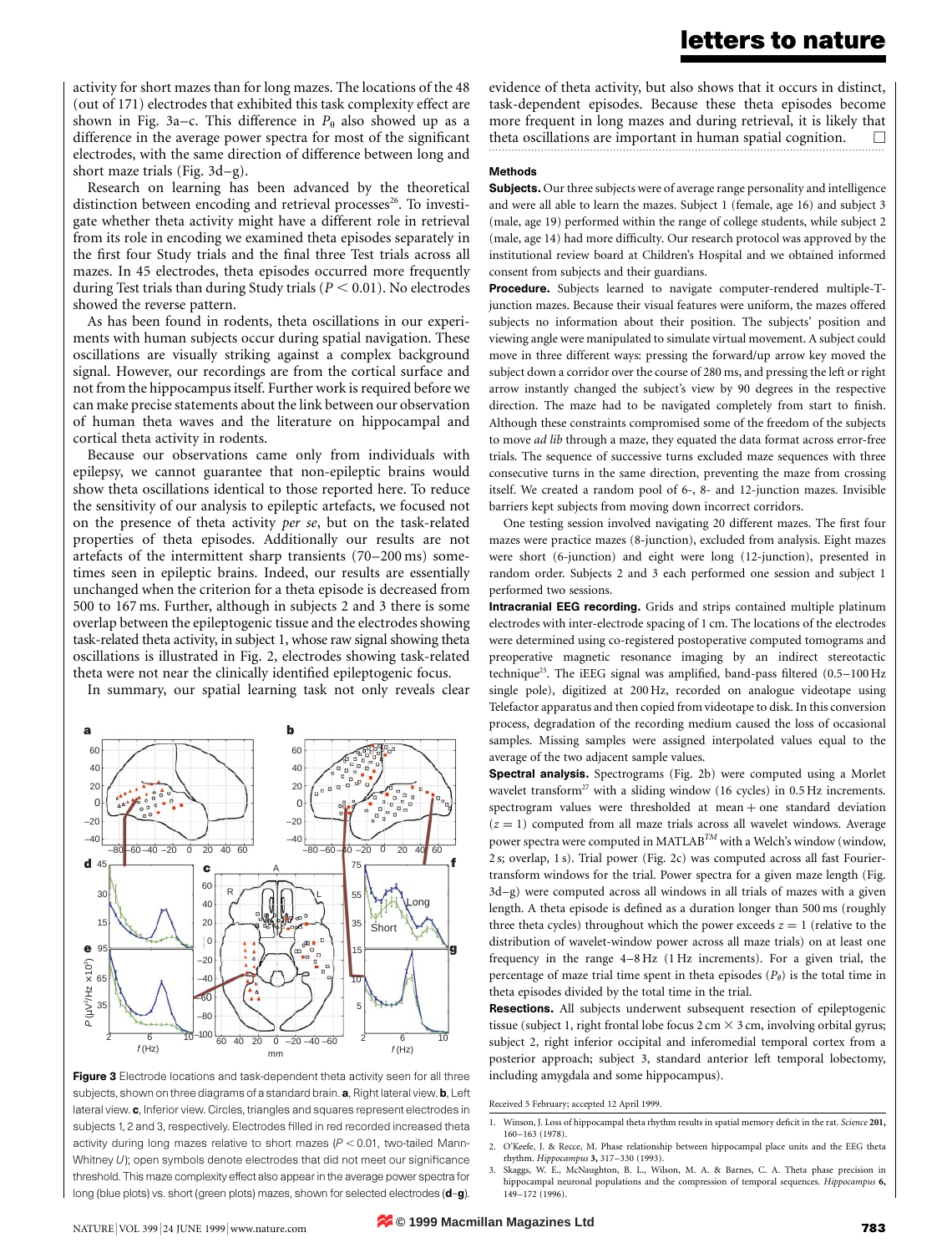activity for short mazes than for long mazes. The locations of the 48 (out of 171) electrodes that exhibited this task complexity effect are shown in Fig. 3a–c. This difference in $P_\theta$ also showed up as a difference in the average power spectra for most of the significant electrodes, with the same direction of difference between long and short maze trials (Fig. 3d–g).

Research on learning has been advanced by the theoretical distinction between encoding and retrieval processes[26]. To investigate whether theta activity might have a different role in retrieval from its role in encoding we examined theta episodes separately in the first four Study trials and the final three Test trials across all mazes. In 45 electrodes, theta episodes occurred more frequently during Test trials than during Study trials ($P < 0.01$). No electrodes showed the reverse pattern.

As has been found in rodents, theta oscillations in our experiments with human subjects occur during spatial navigation. These oscillations are visually striking against a complex background signal. However, our recordings are from the cortical surface and not from the hippocampus itself. Further work is required before we can make precise statements about the link between our observation of human theta waves and the literature on hippocampal and cortical theta activity in rodents.

Because our observations came only from individuals with epilepsy, we cannot guarantee that non-epileptic brains would show theta oscillations identical to those reported here. To reduce the sensitivity of our analysis to epileptic artefacts, we focused not on the presence of theta activity *per se*, but on the task-related properties of theta episodes. Additionally our results are not artefacts of the intermittent sharp transients (70–200 ms) sometimes seen in epileptic brains. Indeed, our results are essentially unchanged when the criterion for a theta episode is decreased from 500 to 167 ms. Further, although in subjects 2 and 3 there is some overlap between the epileptogenic tissue and the electrodes showing task-related theta activity, in subject 1, whose raw signal showing theta oscillations is illustrated in Fig. 2, electrodes showing task-related theta were not near the clinically identified epileptogenic focus.

In summary, our spatial learning task not only reveals clear evidence of theta activity, but also shows that it occurs in distinct, task-dependent episodes. Because these theta episodes become more frequent in long mazes and during retrieval, it is likely that theta oscillations are important in human spatial cognition. □

**Figure 3** Electrode locations and task-dependent theta activity seen for all three subjects, shown on three diagrams of a standard brain. **a**, Right lateral view. **b**, Left lateral view. **c**, Inferior view. Circles, triangles and squares represent electrodes in subjects 1, 2 and 3, respectively. Electrodes filled in red recorded increased theta activity during long mazes relative to short mazes ($P < 0.01$, two-tailed Mann-Whitney $U$); open symbols denote electrodes that did not meet our significance threshold. This maze complexity effect also appear in the average power spectra for long (blue plots) vs. short (green plots) mazes, shown for selected electrodes (**d**–**g**).

## Methods

**Subjects.** Our three subjects were of average range personality and intelligence and were all able to learn the mazes. Subject 1 (female, age 16) and subject 3 (male, age 19) performed within the range of college students, while subject 2 (male, age 14) had more difficulty. Our research protocol was approved by the institutional review board at Children's Hospital and we obtained informed consent from subjects and their guardians.

**Procedure.** Subjects learned to navigate computer-rendered multiple-T-junction mazes. Because their visual features were uniform, the mazes offered subjects no information about their position. The subjects' position and viewing angle were manipulated to simulate virtual movement. A subject could move in three different ways: pressing the forward/up arrow key moved the subject down a corridor over the course of 280 ms, and pressing the left or right arrow key instantly changed the subject's view by 90 degrees in the respective direction. The maze had to be navigated completely from start to finish. Although these constraints compromised some of the freedom of the subjects to move *ad lib* through a maze, they equated the data format across error-free trials. The sequence of successive turns excluded maze sequences with three consecutive turns in the same direction, preventing the maze from crossing itself. We created a random pool of 6-, 8- and 12-junction mazes. Invisible barriers kept subjects from moving down incorrect corridors.

One testing session involved navigating 20 different mazes. The first four mazes were practice mazes (8-junction), excluded from analysis. Eight mazes were short (6-junction) and eight were long (12-junction), presented in random order. Subjects 2 and 3 each performed one session and subject 1 performed two sessions.

**Intracranial EEG recording.** Grids and strips contained multiple platinum electrodes with inter-electrode spacing of 1 cm. The locations of the electrodes were determined using co-registered postoperative computed tomograms and preoperative magnetic resonance imaging by an indirect stereotactic technique[25]. The iEEG signal was amplified, band-pass filtered (0.5–100 Hz single pole), digitized at 200 Hz, recorded on analogue videotape using Telefactor apparatus and then copied from videotape to disk. In this conversion process, degradation of the recording medium caused the loss of occasional samples. Missing samples were assigned interpolated values equal to the average of the two adjacent sample values.

**Spectral analysis.** Spectrograms (Fig. 2b) were computed using a Morlet wavelet transform[27] with a sliding window (16 cycles) in 0.5 Hz increments. spectrogram values were thresholded at mean + one standard deviation ($z = 1$) computed from all maze trials across all wavelet windows. Average power spectra were computed in MATLAB™ with a Welch's window (window, 2 s; overlap, 1 s). Trial power (Fig. 2c) was computed across all fast Fourier-transform windows for the trial. Power spectra for a given maze length (Fig. 3d–g) were computed across all windows in all trials of mazes with a given length. A theta episode is defined as a duration longer than 500 ms (roughly three theta cycles) throughout which the power exceeds $z = 1$ (relative to the distribution of wavelet-window power across all maze trials) on at least one frequency in the range 4–8 Hz (1 Hz increments). For a given trial, the percentage of maze trial time spent in theta episodes ($P_\theta$) is the total time in theta episodes divided by the total time in the trial.

**Resections.** All subjects underwent subsequent resection of epileptogenic tissue (subject 1, right frontal lobe focus 2 cm × 3 cm, involving orbital gyrus; subject 2, right inferior occipital and inferomedial temporal cortex from a posterior approach; subject 3, standard anterior left temporal lobectomy, including amygdala and some hippocampus).

Received 5 February; accepted 12 April 1999.

1. Winson, J. Loss of hippocampal theta rhythm results in spatial memory deficit in the rat. *Science* **201,** 160–163 (1978).
2. O'Keefe, J. & Recce, M. Phase relationship between hippocampal place units and the EEG theta rhythm. *Hippocampus* **3,** 317–330 (1993).
3. Skaggs, W. E., McNaughton, B. L., Wilson, M. A. & Barnes, C. A. Theta phase precision in hippocampal neuronal populations and the compression of temporal sequences. *Hippocampus* **6,** 149–172 (1996).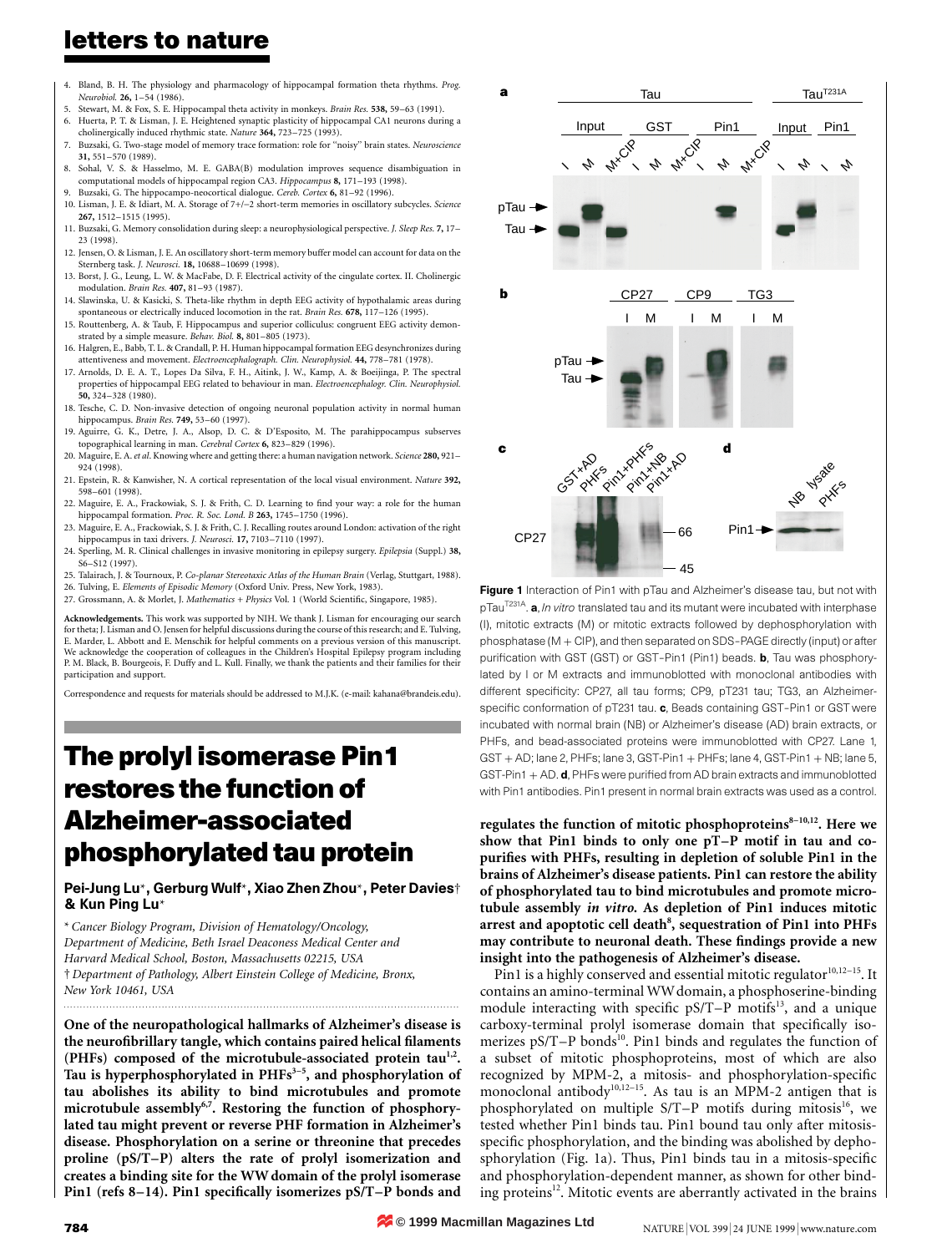4. Bland, B. H. The physiology and pharmacology of hippocampal formation theta rhythms. *Prog. Neurobiol.* **26,** 1–54 (1986).
5. Stewart, M. & Fox, S. E. Hippocampal theta activity in monkeys. *Brain Res.* **538,** 59–63 (1991).
6. Huerta, P. T. & Lisman, J. E. Heightened synaptic plasticity of hippocampal CA1 neurons during a cholinergically induced rhythmic state. *Nature* **364,** 723–725 (1993).
7. Buzsaki, G. Two-stage model of memory trace formation: role for "noisy" brain states. *Neuroscience* **31,** 551–570 (1989).
8. Sohal, V. S. & Hasselmo, M. E. GABA(B) modulation improves sequence disambiguation in computational models of hippocampal region CA3. *Hippocampus* **8,** 171–193 (1998).
9. Buzsaki, G. The hippocampo-neocortical dialogue. *Cereb. Cortex* **6,** 81–92 (1996).
10. Lisman, J. E. & Idiart, M. A. Storage of 7+/−2 short-term memories in oscillatory subcycles. *Science* **267,** 1512–1515 (1995).
11. Buzsaki, G. Memory consolidation during sleep: a neurophysiological perspective. *J. Sleep Res.* **7,** 17–23 (1998).
12. Jensen, O. & Lisman, J. E. An oscillatory short-term memory buffer model can account for data on the Sternberg task. *J. Neurosci.* **18,** 10688–10699 (1998).
13. Borst, J. G., Leung, L. W. & MacFabe, D. F. Electrical activity of the cingulate cortex. II. Cholinergic modulation. *Brain Res.* **407,** 81–93 (1987).
14. Slawinska, U. & Kasicki, S. Theta-like rhythm in depth EEG activity of hypothalamic areas during spontaneous or electrically induced locomotion in the rat. *Brain Res.* **678,** 117–126 (1995).
15. Routtenberg, A. & Taub, F. Hippocampus and superior colliculus: congruent EEG activity demonstrated by a simple measure. *Behav. Biol.* **8,** 801–805 (1973).
16. Halgren, E., Babb, T. L. & Crandall, P. H. Human hippocampal formation EEG desynchronizes during attentiveness and movement. *Electroencephalograph. Clin. Neurophysiol.* **44,** 778–781 (1978).
17. Arnolds, D. E. A. T., Lopes Da Silva, F. H., Aitink, J. W., Kamp, A. & Boeijinga, P. The spectral properties of hippocampal EEG related to behaviour in man. *Electroencephalogr. Clin. Neurophysiol.* **50,** 324–328 (1980).
18. Tesche, C. D. Non-invasive detection of ongoing neuronal population activity in normal human hippocampus. *Brain Res.* **749,** 53–60 (1997).
19. Aguirre, G. K., Detre, J. A., Alsop, D. C. & D'Esposito, M. The parahippocampus subserves topographical learning in man. *Cerebral Cortex* **6,** 823–829 (1996).
20. Maguire, E. A. *et al.* Knowing where and getting there: a human navigation network. *Science* **280,** 921–924 (1998).
21. Epstein, R. & Kanwisher, N. A cortical representation of the local visual environment. *Nature* **392,** 598–601 (1998).
22. Maguire, E. A., Frackowiak, S. J. & Frith, C. D. Learning to find your way: a role for the human hippocampal formation. *Proc. R. Soc. Lond. B* **263,** 1745–1750 (1996).
23. Maguire, E. A., Frackowiak, S. J. & Frith, C. D. Recalling routes around London: activation of the right hippocampus in taxi drivers. *J. Neurosci.* **17,** 7103–7110 (1997).
24. Sperling, M. R. Clinical challenges in invasive monitoring in epilepsy surgery. *Epilepsia* (Suppl.) **38,** S6–S12 (1997).
25. Talairach, J. & Tournoux, P. *Co-planar Stereotaxic Atlas of the Human Brain* (Verlag, Stuttgart, 1988).
26. Tulving, E. *Elements of Episodic Memory* (Oxford Univ. Press, New York, 1983).
27. Grossmann, A. & Morlet, J. *Mathematics + Physics* Vol. 1 (World Scientific, Singapore, 1985).

**Acknowledgements.** This work was supported by NIH. We thank J. Lisman for encouraging our search for theta; J. Lisman and O. Jensen for helpful discussions during the course of this research; and E. Tulving, E. Marder, L. Abbott and E. Menschik for helpful comments on a previous version of this manuscript. We acknowledge the cooperation of colleagues in the Children's Hospital Epilepsy program including P. M. Black, B. Bourgeois, F. Duffy and L. Kull. Finally, we thank the patients and their families for their participation and support.

Correspondence and requests for materials should be addressed to M.J.K. (e-mail: kahana@brandeis.edu).

# The prolyl isomerase Pin1 restores the function of Alzheimer-associated phosphorylated tau protein

**Pei-Jung Lu\*, Gerburg Wulf\*, Xiao Zhen Zhou\*, Peter Davies† & Kun Ping Lu\***

\* *Cancer Biology Program, Division of Hematology/Oncology, Department of Medicine, Beth Israel Deaconess Medical Center and Harvard Medical School, Boston, Massachusetts 02215, USA*
† *Department of Pathology, Albert Einstein College of Medicine, Bronx, New York 10461, USA*

**One of the neuropathological hallmarks of Alzheimer's disease is the neurofibrillary tangle, which contains paired helical filaments (PHFs) composed of the microtubule-associated protein tau[1,2]. Tau is hyperphosphorylated in PHFs[3–5], and phosphorylation of tau abolishes its ability to bind microtubules and promote microtubule assembly[6,7]. Restoring the function of phosphorylated tau might prevent or reverse PHF formation in Alzheimer's disease. Phosphorylation on a serine or threonine that precedes proline (pS/T–P) alters the rate of prolyl isomerization and creates a binding site for the WW domain of the prolyl isomerase Pin1 (refs 8–14). Pin1 specifically isomerizes pS/T–P bonds and regulates the function of mitotic phosphoproteins[8–10,12]. Here we show that Pin1 binds to only one pT–P motif in tau and co-purifies with PHFs, resulting in depletion of soluble Pin1 in the brains of Alzheimer's disease patients. Pin1 can restore the ability of phosphorylated tau to bind microtubules and promote microtubule assembly *in vitro*. As depletion of Pin1 induces mitotic arrest and apoptotic cell death[8], sequestration of Pin1 into PHFs may contribute to neuronal death. These findings provide a new insight into the pathogenesis of Alzheimer's disease.**

a
Tau
Tau$^{T231A}$
Input
GST
Pin1
Input
Pin1
I M M+CIP I M M+CIP I M M+CIP I M I M
pTau
Tau

b
CP27
CP9
TG3
I M I M I M
pTau
Tau

c
GST+AD
PHFs
Pin1+PHFs
Pin1+NB
Pin1+AD
CP27
66
45

d
NB lysate
PHFs
Pin1

**Figure 1** Interaction of Pin1 with pTau and Alzheimer's disease tau, but not with pTau$^{T231A}$. **a**, *In vitro* translated tau and its mutant were incubated with interphase (I), mitotic extracts (M) or mitotic extracts followed by dephosphorylation with phosphatase (M + CIP), and then separated on SDS–PAGE directly (input) or after purification with GST (GST) or GST–Pin1 (Pin1) beads. **b**, Tau was phosphorylated by I or M extracts and immunoblotted with monoclonal antibodies with different specificity: CP27, all tau forms; CP9, pT231 tau; TG3, an Alzheimer-specific conformation of pT231 tau. **c**, Beads containing GST–Pin1 or GST were incubated with normal brain (NB) or Alzheimer's disease (AD) brain extracts, or PHFs, and bead-associated proteins were immunoblotted with CP27. Lane 1, GST + AD; lane 2, PHFs; lane 3, GST–Pin1 + PHFs; lane 4, GST–Pin1 + NB; lane 5, GST–Pin1 + AD. **d**, PHFs were purified from AD brain extracts and immunoblotted with Pin1 antibodies. Pin1 present in normal brain extracts was used as a control.

Pin1 is a highly conserved and essential mitotic regulator[10,12–15]. It contains an amino-terminal WW domain, a phosphoserine-binding module interacting with specific pS/T–P motifs[13], and a unique carboxy-terminal prolyl isomerase domain that specifically isomerizes pS/T–P bonds[10]. Pin1 binds and regulates the function of a subset of mitotic phosphoproteins, most of which are also recognized by MPM-2, a mitosis- and phosphorylation-specific monoclonal antibody[10,12–15]. As tau is an MPM-2 antigen that is phosphorylated on multiple S/T–P motifs during mitosis[16], we tested whether Pin1 binds tau. Pin1 bound tau only after mitosis-specific phosphorylation, and the binding was abolished by dephosphorylation (Fig. 1a). Thus, Pin1 binds tau in a mitosis-specific and phosphorylation-dependent manner, as shown for other binding proteins[12]. Mitotic events are aberrantly activated in the brains